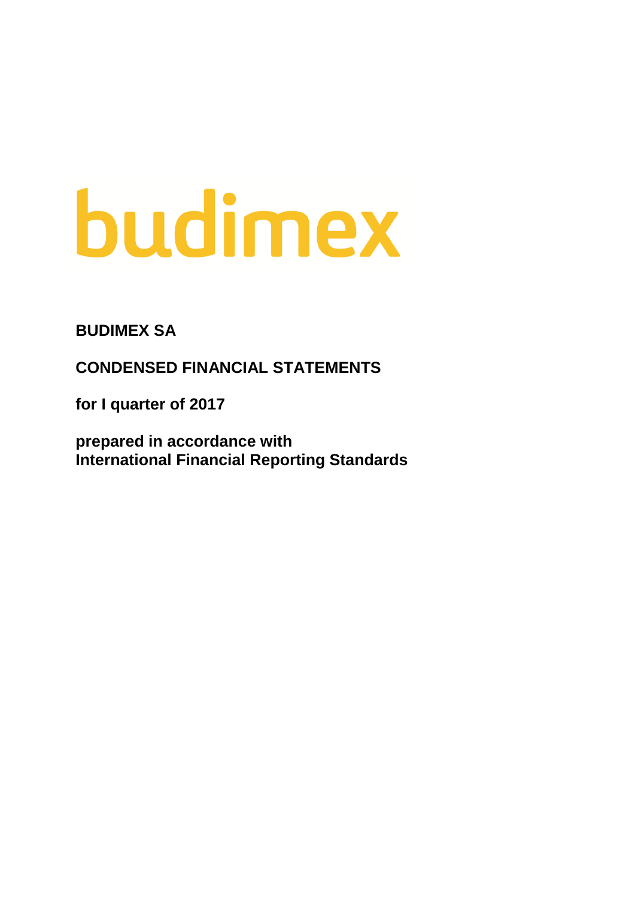budimex

**BUDIMEX SA**

**CONDENSED FINANCIAL STATEMENTS**

**for I quarter of 2017**

**prepared in accordance with**
**International Financial Reporting Standards**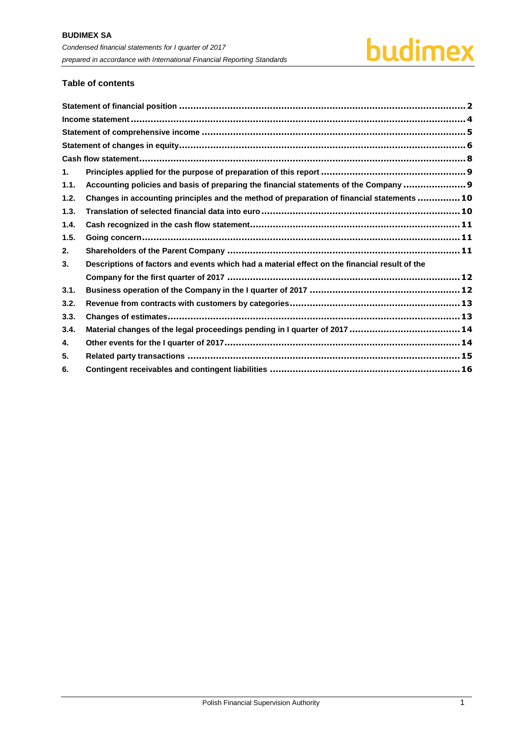## Table of contents

| | | |
|---|---|---|
| Statement of financial position | | 2 |
| Income statement | | 4 |
| Statement of comprehensive income | | 5 |
| Statement of changes in equity | | 6 |
| Cash flow statement | | 8 |
| 1. | Principles applied for the purpose of preparation of this report | 9 |
| 1.1. | Accounting policies and basis of preparing the financial statements of the Company | 9 |
| 1.2. | Changes in accounting principles and the method of preparation of financial statements | 10 |
| 1.3. | Translation of selected financial data into euro | 10 |
| 1.4. | Cash recognized in the cash flow statement | 11 |
| 1.5. | Going concern | 11 |
| 2. | Shareholders of the Parent Company | 11 |
| 3. | Descriptions of factors and events which had a material effect on the financial result of the Company for the first quarter of 2017 | 12 |
| 3.1. | Business operation of the Company in the I quarter of 2017 | 12 |
| 3.2. | Revenue from contracts with customers by categories | 13 |
| 3.3. | Changes of estimates | 13 |
| 3.4. | Material changes of the legal proceedings pending in I quarter of 2017 | 14 |
| 4. | Other events for the I quarter of 2017 | 14 |
| 5. | Related party transactions | 15 |
| 6. | Contingent receivables and contingent liabilities | 16 |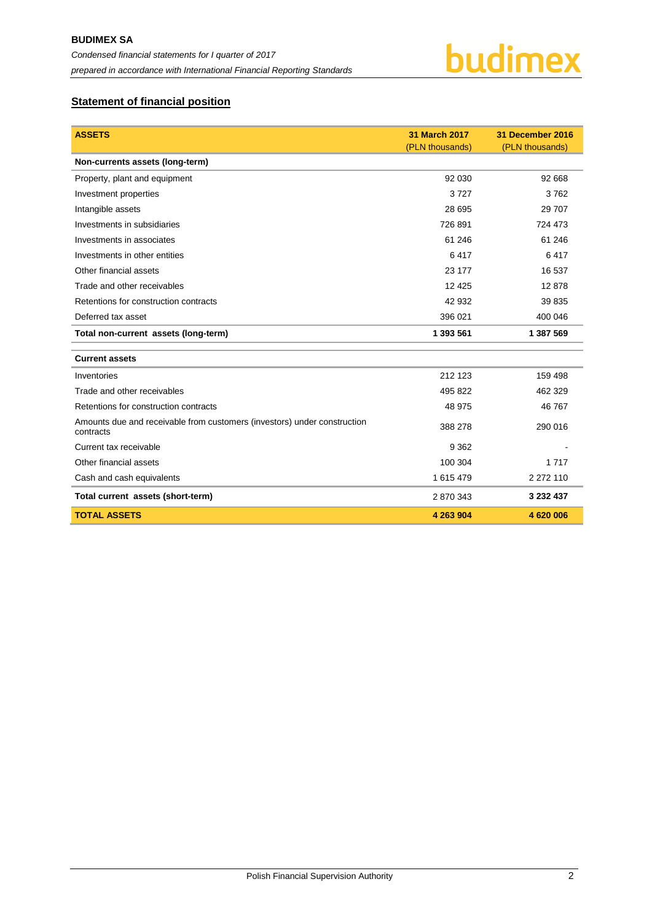## Statement of financial position

| ASSETS | 31 March 2017 (PLN thousands) | 31 December 2016 (PLN thousands) |
|---|---|---|
| **Non-currents assets (long-term)** | | |
| Property, plant and equipment | 92 030 | 92 668 |
| Investment properties | 3 727 | 3 762 |
| Intangible assets | 28 695 | 29 707 |
| Investments in subsidiaries | 726 891 | 724 473 |
| Investments in associates | 61 246 | 61 246 |
| Investments in other entities | 6 417 | 6 417 |
| Other financial assets | 23 177 | 16 537 |
| Trade and other receivables | 12 425 | 12 878 |
| Retentions for construction contracts | 42 932 | 39 835 |
| Deferred tax asset | 396 021 | 400 046 |
| **Total non-current assets (long-term)** | **1 393 561** | **1 387 569** |
| **Current assets** | | |
| Inventories | 212 123 | 159 498 |
| Trade and other receivables | 495 822 | 462 329 |
| Retentions for construction contracts | 48 975 | 46 767 |
| Amounts due and receivable from customers (investors) under construction contracts | 388 278 | 290 016 |
| Current tax receivable | 9 362 | - |
| Other financial assets | 100 304 | 1 717 |
| Cash and cash equivalents | 1 615 479 | 2 272 110 |
| **Total current assets (short-term)** | 2 870 343 | **3 232 437** |
| **TOTAL ASSETS** | **4 263 904** | **4 620 006** |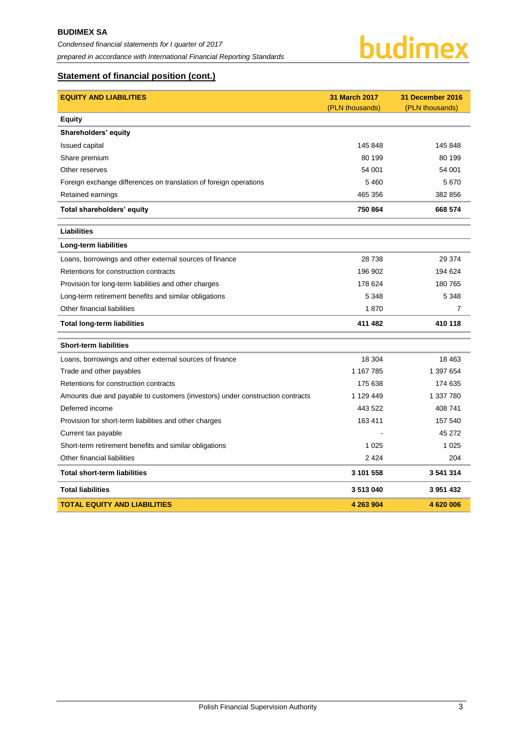## Statement of financial position (cont.)

| EQUITY AND LIABILITIES | 31 March 2017 (PLN thousands) | 31 December 2016 (PLN thousands) |
|---|---|---|
| **Equity** | | |
| **Shareholders' equity** | | |
| Issued capital | 145 848 | 145 848 |
| Share premium | 80 199 | 80 199 |
| Other reserves | 54 001 | 54 001 |
| Foreign exchange differences on translation of foreign operations | 5 460 | 5 670 |
| Retained earnings | 465 356 | 382 856 |
| **Total shareholders' equity** | **750 864** | **668 574** |
| **Liabilities** | | |
| **Long-term liabilities** | | |
| Loans, borrowings and other external sources of finance | 28 738 | 29 374 |
| Retentions for construction contracts | 196 902 | 194 624 |
| Provision for long-term liabilities and other charges | 178 624 | 180 765 |
| Long-term retirement benefits and similar obligations | 5 348 | 5 348 |
| Other financial liabilities | 1 870 | 7 |
| **Total long-term liabilities** | **411 482** | **410 118** |
| **Short-term liabilities** | | |
| Loans, borrowings and other external sources of finance | 18 304 | 18 463 |
| Trade and other payables | 1 167 785 | 1 397 654 |
| Retentions for construction contracts | 175 638 | 174 635 |
| Amounts due and payable to customers (investors) under construction contracts | 1 129 449 | 1 337 780 |
| Deferred income | 443 522 | 408 741 |
| Provision for short-term liabilities and other charges | 163 411 | 157 540 |
| Current tax payable | - | 45 272 |
| Short-term retirement benefits and similar obligations | 1 025 | 1 025 |
| Other financial liabilities | 2 424 | 204 |
| **Total short-term liabilities** | **3 101 558** | **3 541 314** |
| **Total liabilities** | **3 513 040** | **3 951 432** |
| **TOTAL EQUITY AND LIABILITIES** | **4 263 904** | **4 620 006** |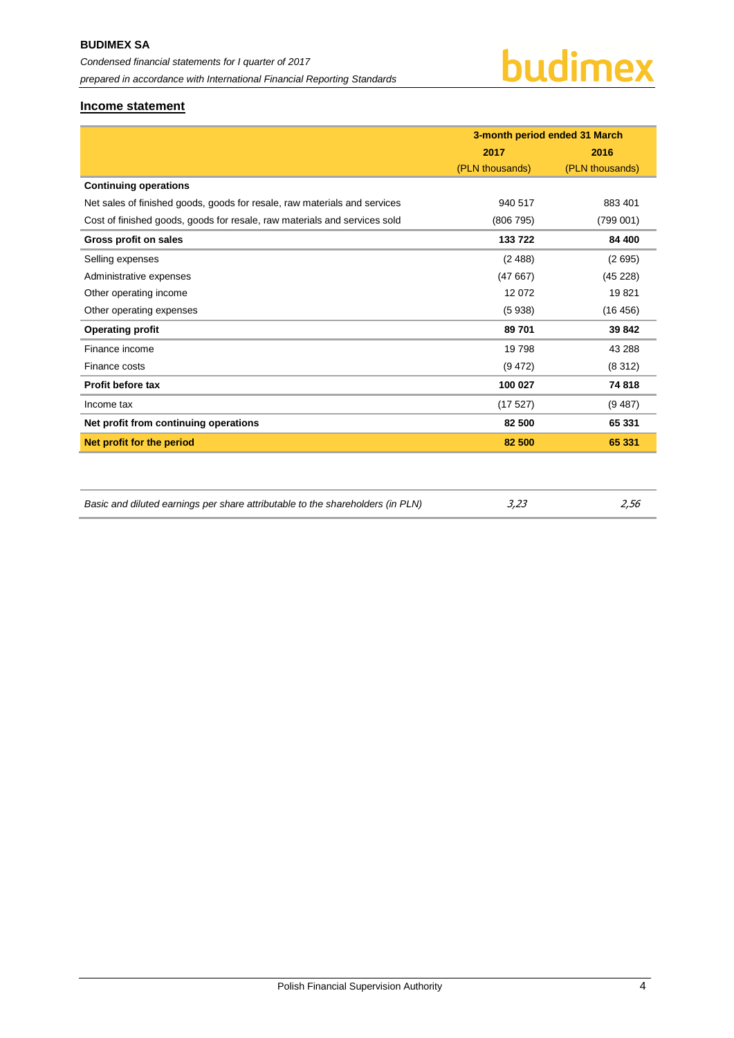## Income statement

| | 3-month period ended 31 March | |
|---|---|---|
| | 2017 | 2016 |
| | (PLN thousands) | (PLN thousands) |
| **Continuing operations** | | |
| Net sales of finished goods, goods for resale, raw materials and services | 940 517 | 883 401 |
| Cost of finished goods, goods for resale, raw materials and services sold | (806 795) | (799 001) |
| **Gross profit on sales** | **133 722** | **84 400** |
| Selling expenses | (2 488) | (2 695) |
| Administrative expenses | (47 667) | (45 228) |
| Other operating income | 12 072 | 19 821 |
| Other operating expenses | (5 938) | (16 456) |
| **Operating profit** | **89 701** | **39 842** |
| Finance income | 19 798 | 43 288 |
| Finance costs | (9 472) | (8 312) |
| **Profit before tax** | **100 027** | **74 818** |
| Income tax | (17 527) | (9 487) |
| **Net profit from continuing operations** | **82 500** | **65 331** |
| **Net profit for the period** | **82 500** | **65 331** |

| | | |
|---|---|---|
| *Basic and diluted earnings per share attributable to the shareholders (in PLN)* | *3,23* | *2,56* |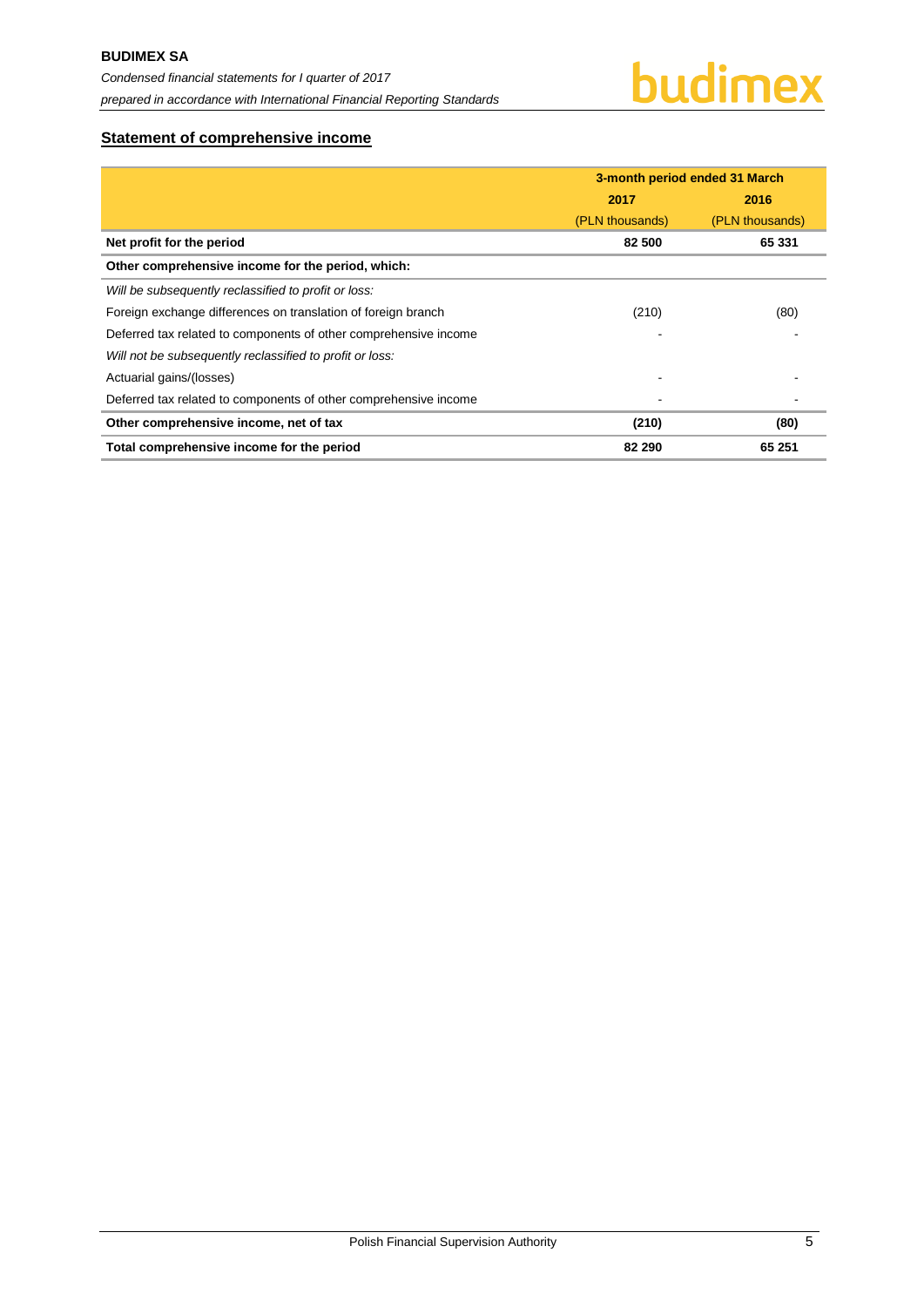## Statement of comprehensive income

| | 3-month period ended 31 March | |
|---|---|---|
| | 2017 | 2016 |
| | (PLN thousands) | (PLN thousands) |
| **Net profit for the period** | **82 500** | **65 331** |
| **Other comprehensive income for the period, which:** | | |
| *Will be subsequently reclassified to profit or loss:* | | |
| Foreign exchange differences on translation of foreign branch | (210) | (80) |
| Deferred tax related to components of other comprehensive income | - | - |
| *Will not be subsequently reclassified to profit or loss:* | | |
| Actuarial gains/(losses) | - | - |
| Deferred tax related to components of other comprehensive income | - | - |
| **Other comprehensive income, net of tax** | **(210)** | **(80)** |
| **Total comprehensive income for the period** | **82 290** | **65 251** |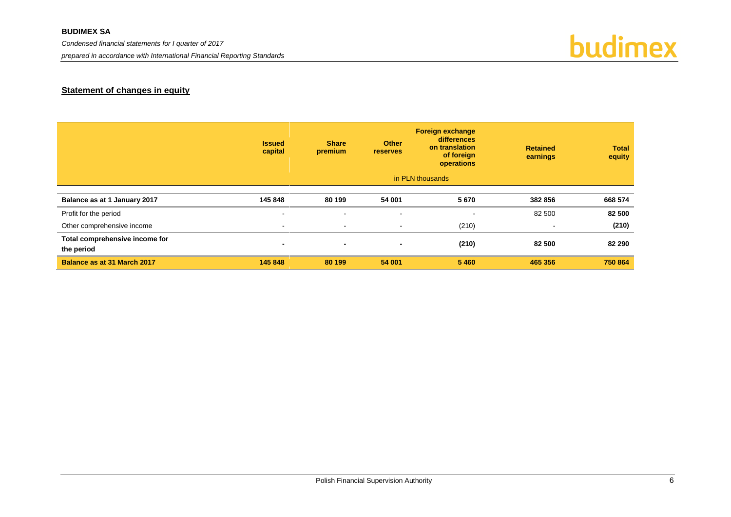## Statement of changes in equity

| | Issued capital | Share premium | Other reserves | Foreign exchange differences on translation of foreign operations | Retained earnings | Total equity |
|---|---|---|---|---|---|---|
| | in PLN thousands | | | | | |
| **Balance as at 1 January 2017** | **145 848** | **80 199** | **54 001** | **5 670** | **382 856** | **668 574** |
| Profit for the period | - | - | - | - | 82 500 | **82 500** |
| Other comprehensive income | - | - | - | (210) | - | **(210)** |
| **Total comprehensive income for the period** | **-** | **-** | **-** | **(210)** | **82 500** | **82 290** |
| **Balance as at 31 March 2017** | **145 848** | **80 199** | **54 001** | **5 460** | **465 356** | **750 864** |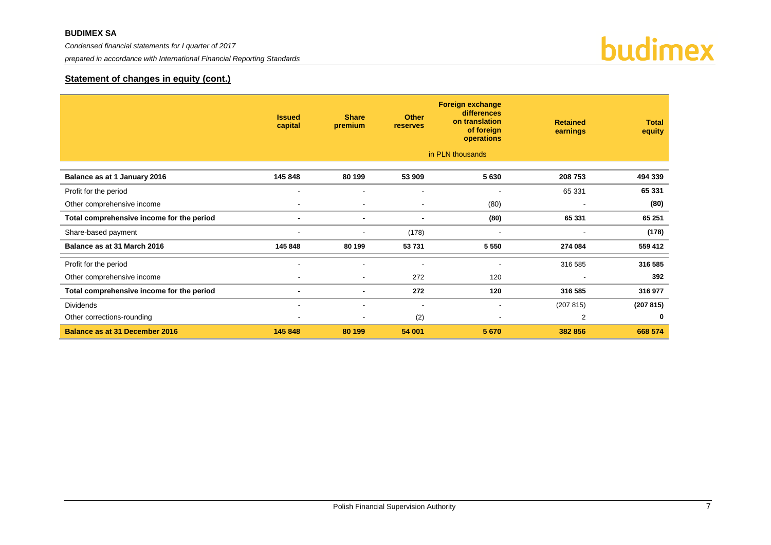## Statement of changes in equity (cont.)

| | Issued capital | Share premium | Other reserves | Foreign exchange differences on translation of foreign operations | Retained earnings | Total equity |
|---|---|---|---|---|---|---|
| | | | | in PLN thousands | | |
| **Balance as at 1 January 2016** | **145 848** | **80 199** | **53 909** | **5 630** | **208 753** | **494 339** |
| Profit for the period | - | - | - | - | 65 331 | **65 331** |
| Other comprehensive income | - | - | - | (80) | - | **(80)** |
| **Total comprehensive income for the period** | **-** | **-** | **-** | **(80)** | **65 331** | **65 251** |
| Share-based payment | - | - | (178) | - | - | **(178)** |
| **Balance as at 31 March 2016** | **145 848** | **80 199** | **53 731** | **5 550** | **274 084** | **559 412** |
| Profit for the period | - | - | - | - | 316 585 | **316 585** |
| Other comprehensive income | - | - | 272 | 120 | - | **392** |
| **Total comprehensive income for the period** | **-** | **-** | **272** | **120** | **316 585** | **316 977** |
| Dividends | - | - | - | - | (207 815) | **(207 815)** |
| Other corrections-rounding | - | - | (2) | - | 2 | **0** |
| **Balance as at 31 December 2016** | **145 848** | **80 199** | **54 001** | **5 670** | **382 856** | **668 574** |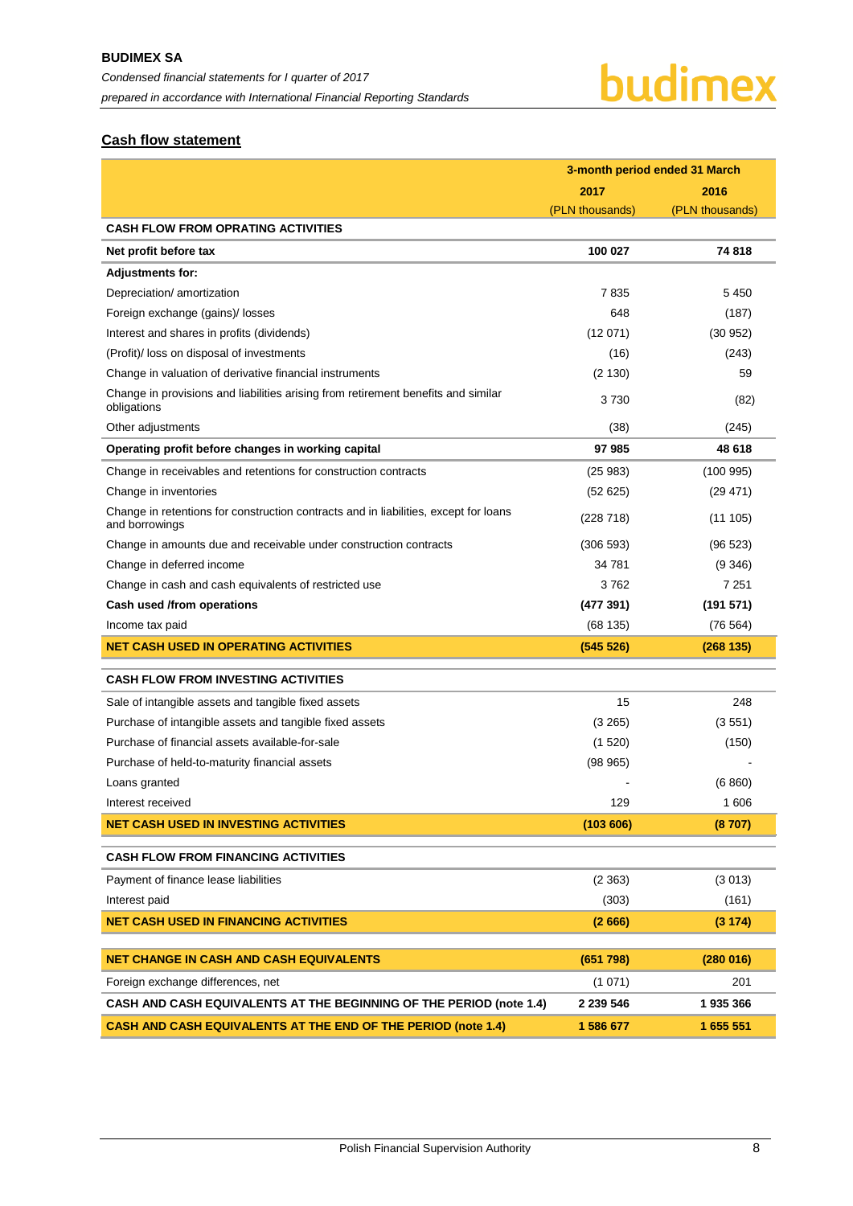## Cash flow statement

| | 3-month period ended 31 March | |
|---|---|---|
| | 2017 | 2016 |
| | (PLN thousands) | (PLN thousands) |
| **CASH FLOW FROM OPRATING ACTIVITIES** | | |
| **Net profit before tax** | **100 027** | **74 818** |
| **Adjustments for:** | | |
| Depreciation/ amortization | 7 835 | 5 450 |
| Foreign exchange (gains)/ losses | 648 | (187) |
| Interest and shares in profits (dividends) | (12 071) | (30 952) |
| (Profit)/ loss on disposal of investments | (16) | (243) |
| Change in valuation of derivative financial instruments | (2 130) | 59 |
| Change in provisions and liabilities arising from retirement benefits and similar obligations | 3 730 | (82) |
| Other adjustments | (38) | (245) |
| **Operating profit before changes in working capital** | **97 985** | **48 618** |
| Change in receivables and retentions for construction contracts | (25 983) | (100 995) |
| Change in inventories | (52 625) | (29 471) |
| Change in retentions for construction contracts and in liabilities, except for loans and borrowings | (228 718) | (11 105) |
| Change in amounts due and receivable under construction contracts | (306 593) | (96 523) |
| Change in deferred income | 34 781 | (9 346) |
| Change in cash and cash equivalents of restricted use | 3 762 | 7 251 |
| **Cash used /from operations** | **(477 391)** | **(191 571)** |
| Income tax paid | (68 135) | (76 564) |
| **NET CASH USED IN OPERATING ACTIVITIES** | **(545 526)** | **(268 135)** |
| **CASH FLOW FROM INVESTING ACTIVITIES** | | |
| Sale of intangible assets and tangible fixed assets | 15 | 248 |
| Purchase of intangible assets and tangible fixed assets | (3 265) | (3 551) |
| Purchase of financial assets available-for-sale | (1 520) | (150) |
| Purchase of held-to-maturity financial assets | (98 965) | - |
| Loans granted | - | (6 860) |
| Interest received | 129 | 1 606 |
| **NET CASH USED IN INVESTING ACTIVITIES** | **(103 606)** | **(8 707)** |
| **CASH FLOW FROM FINANCING ACTIVITIES** | | |
| Payment of finance lease liabilities | (2 363) | (3 013) |
| Interest paid | (303) | (161) |
| **NET CASH USED IN FINANCING ACTIVITIES** | **(2 666)** | **(3 174)** |
| **NET CHANGE IN CASH AND CASH EQUIVALENTS** | **(651 798)** | **(280 016)** |
| Foreign exchange differences, net | (1 071) | 201 |
| **CASH AND CASH EQUIVALENTS AT THE BEGINNING OF THE PERIOD (note 1.4)** | **2 239 546** | **1 935 366** |
| **CASH AND CASH EQUIVALENTS AT THE END OF THE PERIOD (note 1.4)** | **1 586 677** | **1 655 551** |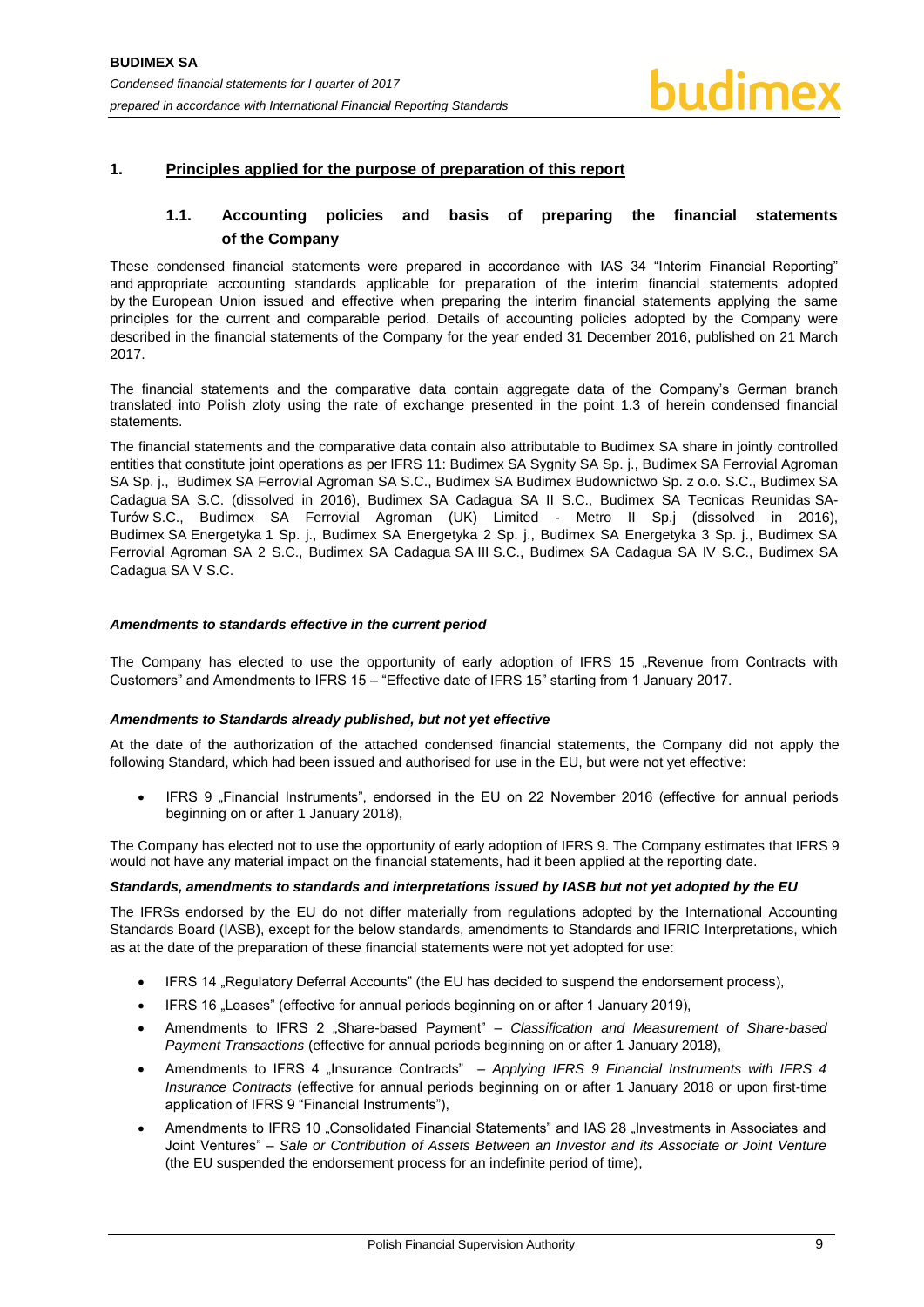## 1. Principles applied for the purpose of preparation of this report

### 1.1. Accounting policies and basis of preparing the financial statements of the Company

These condensed financial statements were prepared in accordance with IAS 34 "Interim Financial Reporting" and appropriate accounting standards applicable for preparation of the interim financial statements adopted by the European Union issued and effective when preparing the interim financial statements applying the same principles for the current and comparable period. Details of accounting policies adopted by the Company were described in the financial statements of the Company for the year ended 31 December 2016, published on 21 March 2017.

The financial statements and the comparative data contain aggregate data of the Company's German branch translated into Polish zloty using the rate of exchange presented in the point 1.3 of herein condensed financial statements.

The financial statements and the comparative data contain also attributable to Budimex SA share in jointly controlled entities that constitute joint operations as per IFRS 11: Budimex SA Sygnity SA Sp. j., Budimex SA Ferrovial Agroman SA Sp. j., Budimex SA Ferrovial Agroman SA S.C., Budimex SA Budimex Budownictwo Sp. z o.o. S.C., Budimex SA Cadagua SA S.C. (dissolved in 2016), Budimex SA Cadagua SA II S.C., Budimex SA Tecnicas Reunidas SA-Turów S.C., Budimex SA Ferrovial Agroman (UK) Limited - Metro II Sp.j (dissolved in 2016), Budimex SA Energetyka 1 Sp. j., Budimex SA Energetyka 2 Sp. j., Budimex SA Energetyka 3 Sp. j., Budimex SA Ferrovial Agroman SA 2 S.C., Budimex SA Cadagua SA III S.C., Budimex SA Cadagua SA IV S.C., Budimex SA Cadagua SA V S.C.

***Amendments to standards effective in the current period***

The Company has elected to use the opportunity of early adoption of IFRS 15 „Revenue from Contracts with Customers" and Amendments to IFRS 15 – "Effective date of IFRS 15" starting from 1 January 2017.

***Amendments to Standards already published, but not yet effective***

At the date of the authorization of the attached condensed financial statements, the Company did not apply the following Standard, which had been issued and authorised for use in the EU, but were not yet effective:

- IFRS 9 „Financial Instruments", endorsed in the EU on 22 November 2016 (effective for annual periods beginning on or after 1 January 2018),

The Company has elected not to use the opportunity of early adoption of IFRS 9. The Company estimates that IFRS 9 would not have any material impact on the financial statements, had it been applied at the reporting date.

***Standards, amendments to standards and interpretations issued by IASB but not yet adopted by the EU***

The IFRSs endorsed by the EU do not differ materially from regulations adopted by the International Accounting Standards Board (IASB), except for the below standards, amendments to Standards and IFRIC Interpretations, which as at the date of the preparation of these financial statements were not yet adopted for use:

- IFRS 14 „Regulatory Deferral Accounts" (the EU has decided to suspend the endorsement process),
- IFRS 16 „Leases" (effective for annual periods beginning on or after 1 January 2019),
- Amendments to IFRS 2 „Share-based Payment" – *Classification and Measurement of Share-based Payment Transactions* (effective for annual periods beginning on or after 1 January 2018),
- Amendments to IFRS 4 „Insurance Contracts" – *Applying IFRS 9 Financial Instruments with IFRS 4 Insurance Contracts* (effective for annual periods beginning on or after 1 January 2018 or upon first-time application of IFRS 9 "Financial Instruments"),
- Amendments to IFRS 10 „Consolidated Financial Statements" and IAS 28 „Investments in Associates and Joint Ventures" – *Sale or Contribution of Assets Between an Investor and its Associate or Joint Venture* (the EU suspended the endorsement process for an indefinite period of time),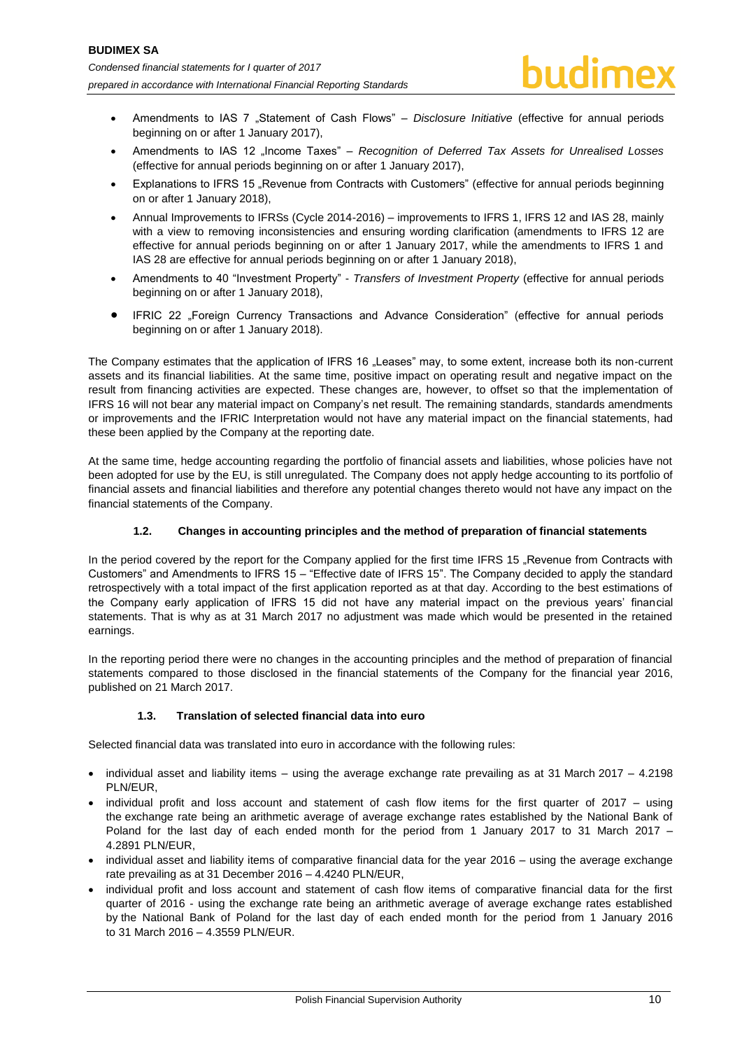- Amendments to IAS 7 „Statement of Cash Flows" – *Disclosure Initiative* (effective for annual periods beginning on or after 1 January 2017),
- Amendments to IAS 12 „Income Taxes" – *Recognition of Deferred Tax Assets for Unrealised Losses* (effective for annual periods beginning on or after 1 January 2017),
- Explanations to IFRS 15 „Revenue from Contracts with Customers" (effective for annual periods beginning on or after 1 January 2018),
- Annual Improvements to IFRSs (Cycle 2014-2016) – improvements to IFRS 1, IFRS 12 and IAS 28, mainly with a view to removing inconsistencies and ensuring wording clarification (amendments to IFRS 12 are effective for annual periods beginning on or after 1 January 2017, while the amendments to IFRS 1 and IAS 28 are effective for annual periods beginning on or after 1 January 2018),
- Amendments to 40 "Investment Property" - *Transfers of Investment Property* (effective for annual periods beginning on or after 1 January 2018),
- IFRIC 22 „Foreign Currency Transactions and Advance Consideration" (effective for annual periods beginning on or after 1 January 2018).

The Company estimates that the application of IFRS 16 „Leases" may, to some extent, increase both its non-current assets and its financial liabilities. At the same time, positive impact on operating result and negative impact on the result from financing activities are expected. These changes are, however, to offset so that the implementation of IFRS 16 will not bear any material impact on Company's net result. The remaining standards, standards amendments or improvements and the IFRIC Interpretation would not have any material impact on the financial statements, had these been applied by the Company at the reporting date.

At the same time, hedge accounting regarding the portfolio of financial assets and liabilities, whose policies have not been adopted for use by the EU, is still unregulated. The Company does not apply hedge accounting to its portfolio of financial assets and financial liabilities and therefore any potential changes thereto would not have any impact on the financial statements of the Company.

### 1.2. Changes in accounting principles and the method of preparation of financial statements

In the period covered by the report for the Company applied for the first time IFRS 15 „Revenue from Contracts with Customers" and Amendments to IFRS 15 – "Effective date of IFRS 15". The Company decided to apply the standard retrospectively with a total impact of the first application reported as at that day. According to the best estimations of the Company early application of IFRS 15 did not have any material impact on the previous years' financial statements. That is why as at 31 March 2017 no adjustment was made which would be presented in the retained earnings.

In the reporting period there were no changes in the accounting principles and the method of preparation of financial statements compared to those disclosed in the financial statements of the Company for the financial year 2016, published on 21 March 2017.

### 1.3. Translation of selected financial data into euro

Selected financial data was translated into euro in accordance with the following rules:

- individual asset and liability items – using the average exchange rate prevailing as at 31 March 2017 – 4.2198 PLN/EUR,
- individual profit and loss account and statement of cash flow items for the first quarter of 2017 – using the exchange rate being an arithmetic average of average exchange rates established by the National Bank of Poland for the last day of each ended month for the period from 1 January 2017 to 31 March 2017 – 4.2891 PLN/EUR,
- individual asset and liability items of comparative financial data for the year 2016 – using the average exchange rate prevailing as at 31 December 2016 – 4.4240 PLN/EUR,
- individual profit and loss account and statement of cash flow items of comparative financial data for the first quarter of 2016 - using the exchange rate being an arithmetic average of average exchange rates established by the National Bank of Poland for the last day of each ended month for the period from 1 January 2016 to 31 March 2016 – 4.3559 PLN/EUR.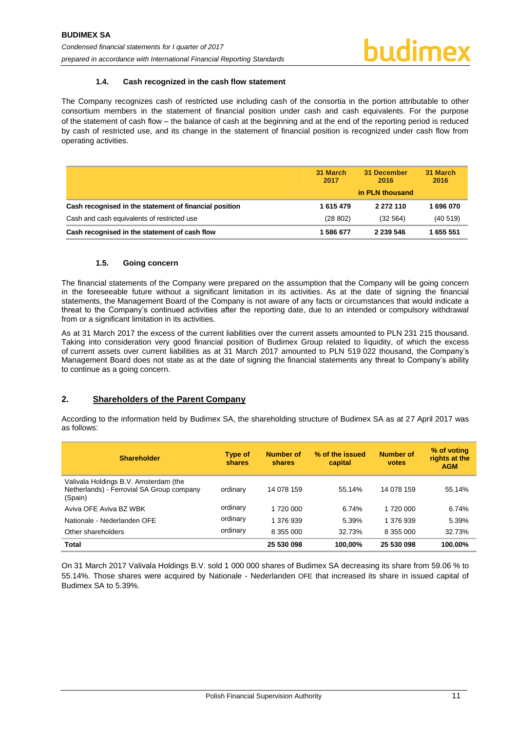### 1.4. Cash recognized in the cash flow statement

The Company recognizes cash of restricted use including cash of the consortia in the portion attributable to other consortium members in the statement of financial position under cash and cash equivalents. For the purpose of the statement of cash flow – the balance of cash at the beginning and at the end of the reporting period is reduced by cash of restricted use, and its change in the statement of financial position is recognized under cash flow from operating activities.

| | 31 March 2017 | 31 December 2016 | 31 March 2016 |
|---|---|---|---|
| | | in PLN thousand | |
| **Cash recognised in the statement of financial position** | **1 615 479** | **2 272 110** | **1 696 070** |
| Cash and cash equivalents of restricted use | (28 802) | (32 564) | (40 519) |
| **Cash recognised in the statement of cash flow** | **1 586 677** | **2 239 546** | **1 655 551** |

### 1.5. Going concern

The financial statements of the Company were prepared on the assumption that the Company will be going concern in the foreseeable future without a significant limitation in its activities. As at the date of signing the financial statements, the Management Board of the Company is not aware of any facts or circumstances that would indicate a threat to the Company's continued activities after the reporting date, due to an intended or compulsory withdrawal from or a significant limitation in its activities.

As at 31 March 2017 the excess of the current liabilities over the current assets amounted to PLN 231 215 thousand. Taking into consideration very good financial position of Budimex Group related to liquidity, of which the excess of current assets over current liabilities as at 31 March 2017 amounted to PLN 519 022 thousand, the Company's Management Board does not state as at the date of signing the financial statements any threat to Company's ability to continue as a going concern.

## 2. Shareholders of the Parent Company

According to the information held by Budimex SA, the shareholding structure of Budimex SA as at 27 April 2017 was as follows:

| Shareholder | Type of shares | Number of shares | % of the issued capital | Number of votes | % of voting rights at the AGM |
|---|---|---|---|---|---|
| Valivala Holdings B.V. Amsterdam (the Netherlands) - Ferrovial SA Group company (Spain) | ordinary | 14 078 159 | 55.14% | 14 078 159 | 55.14% |
| Aviva OFE Aviva BZ WBK | ordinary | 1 720 000 | 6.74% | 1 720 000 | 6.74% |
| Nationale - Nederlanden OFE | ordinary | 1 376 939 | 5.39% | 1 376 939 | 5.39% |
| Other shareholders | ordinary | 8 355 000 | 32.73% | 8 355 000 | 32.73% |
| **Total** | | **25 530 098** | **100,00%** | **25 530 098** | **100.00%** |

On 31 March 2017 Valivala Holdings B.V. sold 1 000 000 shares of Budimex SA decreasing its share from 59.06 % to 55.14%. Those shares were acquired by Nationale - Nederlanden OFE that increased its share in issued capital of Budimex SA to 5.39%.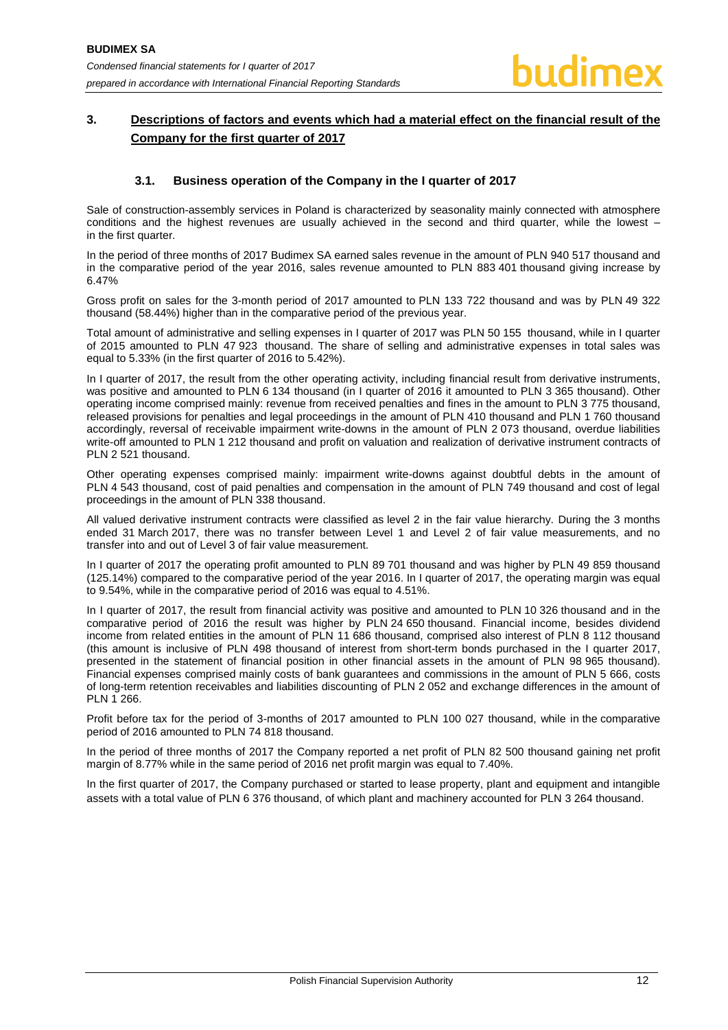## 3. Descriptions of factors and events which had a material effect on the financial result of the Company for the first quarter of 2017

### 3.1. Business operation of the Company in the I quarter of 2017

Sale of construction-assembly services in Poland is characterized by seasonality mainly connected with atmosphere conditions and the highest revenues are usually achieved in the second and third quarter, while the lowest – in the first quarter.

In the period of three months of 2017 Budimex SA earned sales revenue in the amount of PLN 940 517 thousand and in the comparative period of the year 2016, sales revenue amounted to PLN 883 401 thousand giving increase by 6.47%

Gross profit on sales for the 3-month period of 2017 amounted to PLN 133 722 thousand and was by PLN 49 322 thousand (58.44%) higher than in the comparative period of the previous year.

Total amount of administrative and selling expenses in I quarter of 2017 was PLN 50 155 thousand, while in I quarter of 2015 amounted to PLN 47 923 thousand. The share of selling and administrative expenses in total sales was equal to 5.33% (in the first quarter of 2016 to 5.42%).

In I quarter of 2017, the result from the other operating activity, including financial result from derivative instruments, was positive and amounted to PLN 6 134 thousand (in I quarter of 2016 it amounted to PLN 3 365 thousand). Other operating income comprised mainly: revenue from received penalties and fines in the amount to PLN 3 775 thousand, released provisions for penalties and legal proceedings in the amount of PLN 410 thousand and PLN 1 760 thousand accordingly, reversal of receivable impairment write-downs in the amount of PLN 2 073 thousand, overdue liabilities write-off amounted to PLN 1 212 thousand and profit on valuation and realization of derivative instrument contracts of PLN 2 521 thousand.

Other operating expenses comprised mainly: impairment write-downs against doubtful debts in the amount of PLN 4 543 thousand, cost of paid penalties and compensation in the amount of PLN 749 thousand and cost of legal proceedings in the amount of PLN 338 thousand.

All valued derivative instrument contracts were classified as level 2 in the fair value hierarchy. During the 3 months ended 31 March 2017, there was no transfer between Level 1 and Level 2 of fair value measurements, and no transfer into and out of Level 3 of fair value measurement.

In I quarter of 2017 the operating profit amounted to PLN 89 701 thousand and was higher by PLN 49 859 thousand (125.14%) compared to the comparative period of the year 2016. In I quarter of 2017, the operating margin was equal to 9.54%, while in the comparative period of 2016 was equal to 4.51%.

In I quarter of 2017, the result from financial activity was positive and amounted to PLN 10 326 thousand and in the comparative period of 2016 the result was higher by PLN 24 650 thousand. Financial income, besides dividend income from related entities in the amount of PLN 11 686 thousand, comprised also interest of PLN 8 112 thousand (this amount is inclusive of PLN 498 thousand of interest from short-term bonds purchased in the I quarter 2017, presented in the statement of financial position in other financial assets in the amount of PLN 98 965 thousand). Financial expenses comprised mainly costs of bank guarantees and commissions in the amount of PLN 5 666, costs of long-term retention receivables and liabilities discounting of PLN 2 052 and exchange differences in the amount of PLN 1 266.

Profit before tax for the period of 3-months of 2017 amounted to PLN 100 027 thousand, while in the comparative period of 2016 amounted to PLN 74 818 thousand.

In the period of three months of 2017 the Company reported a net profit of PLN 82 500 thousand gaining net profit margin of 8.77% while in the same period of 2016 net profit margin was equal to 7.40%.

In the first quarter of 2017, the Company purchased or started to lease property, plant and equipment and intangible assets with a total value of PLN 6 376 thousand, of which plant and machinery accounted for PLN 3 264 thousand.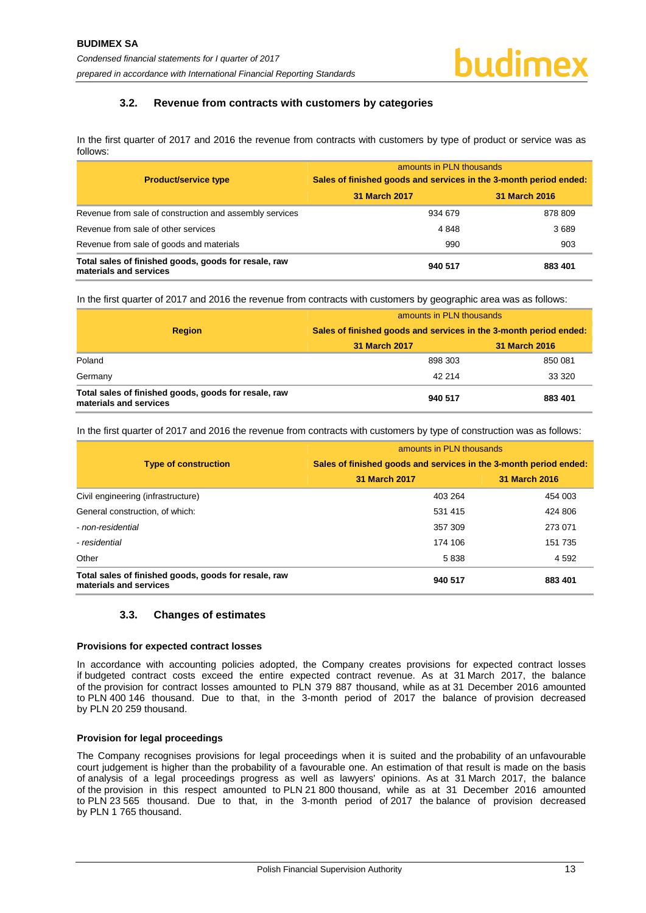### 3.2. Revenue from contracts with customers by categories

In the first quarter of 2017 and 2016 the revenue from contracts with customers by type of product or service was as follows:

| Product/service type | amounts in PLN thousands<br>Sales of finished goods and services in the 3-month period ended: | |
|---|---|---|
| | 31 March 2017 | 31 March 2016 |
| Revenue from sale of construction and assembly services | 934 679 | 878 809 |
| Revenue from sale of other services | 4 848 | 3 689 |
| Revenue from sale of goods and materials | 990 | 903 |
| **Total sales of finished goods, goods for resale, raw materials and services** | **940 517** | **883 401** |

In the first quarter of 2017 and 2016 the revenue from contracts with customers by geographic area was as follows:

| Region | amounts in PLN thousands<br>Sales of finished goods and services in the 3-month period ended: | |
|---|---|---|
| | 31 March 2017 | 31 March 2016 |
| Poland | 898 303 | 850 081 |
| Germany | 42 214 | 33 320 |
| **Total sales of finished goods, goods for resale, raw materials and services** | **940 517** | **883 401** |

In the first quarter of 2017 and 2016 the revenue from contracts with customers by type of construction was as follows:

| Type of construction | amounts in PLN thousands<br>Sales of finished goods and services in the 3-month period ended: | |
|---|---|---|
| | 31 March 2017 | 31 March 2016 |
| Civil engineering (infrastructure) | 403 264 | 454 003 |
| General construction, of which: | 531 415 | 424 806 |
| *- non-residential* | 357 309 | 273 071 |
| *- residential* | 174 106 | 151 735 |
| Other | 5 838 | 4 592 |
| **Total sales of finished goods, goods for resale, raw materials and services** | **940 517** | **883 401** |

### 3.3. Changes of estimates

**Provisions for expected contract losses**

In accordance with accounting policies adopted, the Company creates provisions for expected contract losses if budgeted contract costs exceed the entire expected contract revenue. As at 31 March 2017, the balance of the provision for contract losses amounted to PLN 379 887 thousand, while as at 31 December 2016 amounted to PLN 400 146 thousand. Due to that, in the 3-month period of 2017 the balance of provision decreased by PLN 20 259 thousand.

**Provision for legal proceedings**

The Company recognises provisions for legal proceedings when it is suited and the probability of an unfavourable court judgement is higher than the probability of a favourable one. An estimation of that result is made on the basis of analysis of a legal proceedings progress as well as lawyers' opinions. As at 31 March 2017, the balance of the provision in this respect amounted to PLN 21 800 thousand, while as at 31 December 2016 amounted to PLN 23 565 thousand. Due to that, in the 3-month period of 2017 the balance of provision decreased by PLN 1 765 thousand.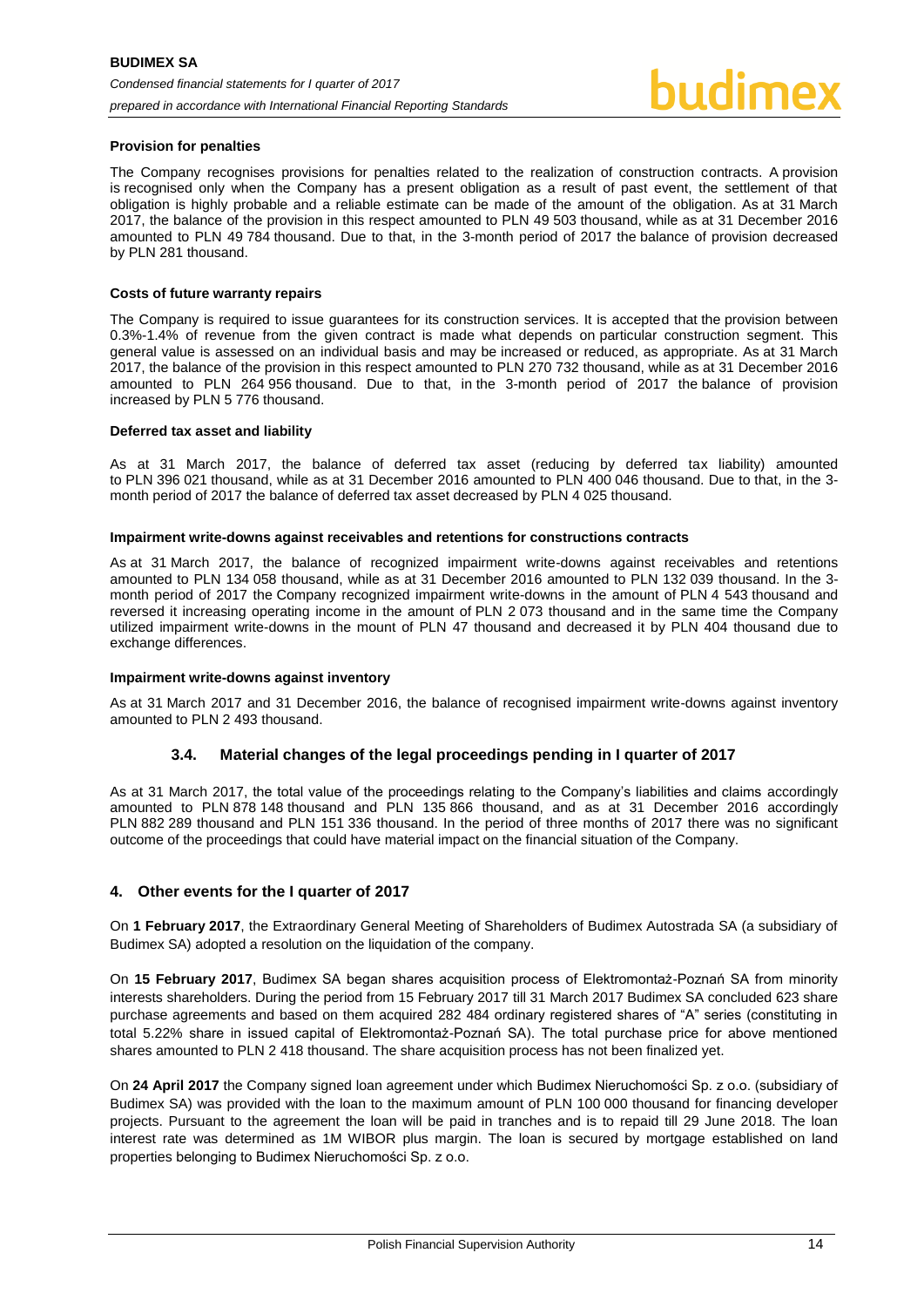**Provision for penalties**

The Company recognises provisions for penalties related to the realization of construction contracts. A provision is recognised only when the Company has a present obligation as a result of past event, the settlement of that obligation is highly probable and a reliable estimate can be made of the amount of the obligation. As at 31 March 2017, the balance of the provision in this respect amounted to PLN 49 503 thousand, while as at 31 December 2016 amounted to PLN 49 784 thousand. Due to that, in the 3-month period of 2017 the balance of provision decreased by PLN 281 thousand.

**Costs of future warranty repairs**

The Company is required to issue guarantees for its construction services. It is accepted that the provision between 0.3%-1.4% of revenue from the given contract is made what depends on particular construction segment. This general value is assessed on an individual basis and may be increased or reduced, as appropriate. As at 31 March 2017, the balance of the provision in this respect amounted to PLN 270 732 thousand, while as at 31 December 2016 amounted to PLN 264 956 thousand. Due to that, in the 3-month period of 2017 the balance of provision increased by PLN 5 776 thousand.

**Deferred tax asset and liability**

As at 31 March 2017, the balance of deferred tax asset (reducing by deferred tax liability) amounted to PLN 396 021 thousand, while as at 31 December 2016 amounted to PLN 400 046 thousand. Due to that, in the 3-month period of 2017 the balance of deferred tax asset decreased by PLN 4 025 thousand.

**Impairment write-downs against receivables and retentions for constructions contracts**

As at 31 March 2017, the balance of recognized impairment write-downs against receivables and retentions amounted to PLN 134 058 thousand, while as at 31 December 2016 amounted to PLN 132 039 thousand. In the 3-month period of 2017 the Company recognized impairment write-downs in the amount of PLN 4 543 thousand and reversed it increasing operating income in the amount of PLN 2 073 thousand and in the same time the Company utilized impairment write-downs in the mount of PLN 47 thousand and decreased it by PLN 404 thousand due to exchange differences.

**Impairment write-downs against inventory**

As at 31 March 2017 and 31 December 2016, the balance of recognised impairment write-downs against inventory amounted to PLN 2 493 thousand.

### 3.4. Material changes of the legal proceedings pending in I quarter of 2017

As at 31 March 2017, the total value of the proceedings relating to the Company's liabilities and claims accordingly amounted to PLN 878 148 thousand and PLN 135 866 thousand, and as at 31 December 2016 accordingly PLN 882 289 thousand and PLN 151 336 thousand. In the period of three months of 2017 there was no significant outcome of the proceedings that could have material impact on the financial situation of the Company.

## 4. Other events for the I quarter of 2017

On **1 February 2017**, the Extraordinary General Meeting of Shareholders of Budimex Autostrada SA (a subsidiary of Budimex SA) adopted a resolution on the liquidation of the company.

On **15 February 2017**, Budimex SA began shares acquisition process of Elektromontaż-Poznań SA from minority interests shareholders. During the period from 15 February 2017 till 31 March 2017 Budimex SA concluded 623 share purchase agreements and based on them acquired 282 484 ordinary registered shares of "A" series (constituting in total 5.22% share in issued capital of Elektromontaż-Poznań SA). The total purchase price for above mentioned shares amounted to PLN 2 418 thousand. The share acquisition process has not been finalized yet.

On **24 April 2017** the Company signed loan agreement under which Budimex Nieruchomości Sp. z o.o. (subsidiary of Budimex SA) was provided with the loan to the maximum amount of PLN 100 000 thousand for financing developer projects. Pursuant to the agreement the loan will be paid in tranches and is to repaid till 29 June 2018. The loan interest rate was determined as 1M WIBOR plus margin. The loan is secured by mortgage established on land properties belonging to Budimex Nieruchomości Sp. z o.o.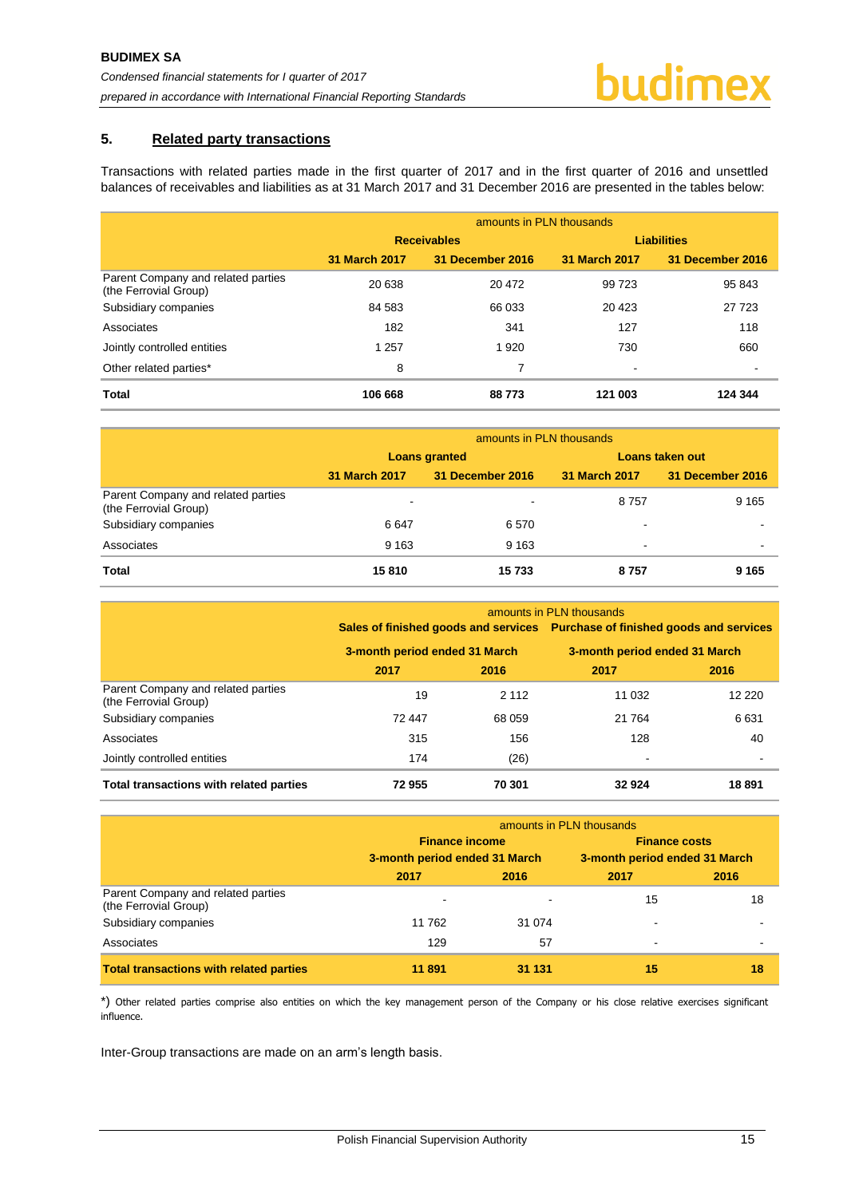## 5. Related party transactions

Transactions with related parties made in the first quarter of 2017 and in the first quarter of 2016 and unsettled balances of receivables and liabilities as at 31 March 2017 and 31 December 2016 are presented in the tables below:

| | amounts in PLN thousands | | | |
|---|---|---|---|---|
| | **Receivables** | | **Liabilities** | |
| | **31 March 2017** | **31 December 2016** | **31 March 2017** | **31 December 2016** |
| Parent Company and related parties (the Ferrovial Group) | 20 638 | 20 472 | 99 723 | 95 843 |
| Subsidiary companies | 84 583 | 66 033 | 20 423 | 27 723 |
| Associates | 182 | 341 | 127 | 118 |
| Jointly controlled entities | 1 257 | 1 920 | 730 | 660 |
| Other related parties* | 8 | 7 | - | - |
| **Total** | **106 668** | **88 773** | **121 003** | **124 344** |

| | amounts in PLN thousands | | | |
|---|---|---|---|---|
| | **Loans granted** | | **Loans taken out** | |
| | **31 March 2017** | **31 December 2016** | **31 March 2017** | **31 December 2016** |
| Parent Company and related parties (the Ferrovial Group) | - | - | 8 757 | 9 165 |
| Subsidiary companies | 6 647 | 6 570 | - | - |
| Associates | 9 163 | 9 163 | - | - |
| **Total** | **15 810** | **15 733** | **8 757** | **9 165** |

| | amounts in PLN thousands | | | |
|---|---|---|---|---|
| | **Sales of finished goods and services** | | **Purchase of finished goods and services** | |
| | **3-month period ended 31 March** | | **3-month period ended 31 March** | |
| | **2017** | **2016** | **2017** | **2016** |
| Parent Company and related parties (the Ferrovial Group) | 19 | 2 112 | 11 032 | 12 220 |
| Subsidiary companies | 72 447 | 68 059 | 21 764 | 6 631 |
| Associates | 315 | 156 | 128 | 40 |
| Jointly controlled entities | 174 | (26) | - | - |
| **Total transactions with related parties** | **72 955** | **70 301** | **32 924** | **18 891** |

| | amounts in PLN thousands | | | |
|---|---|---|---|---|
| | **Finance income** | | **Finance costs** | |
| | **3-month period ended 31 March** | | **3-month period ended 31 March** | |
| | **2017** | **2016** | **2017** | **2016** |
| Parent Company and related parties (the Ferrovial Group) | - | - | 15 | 18 |
| Subsidiary companies | 11 762 | 31 074 | - | - |
| Associates | 129 | 57 | - | - |
| **Total transactions with related parties** | **11 891** | **31 131** | **15** | **18** |

*) Other related parties comprise also entities on which the key management person of the Company or his close relative exercises significant influence.

Inter-Group transactions are made on an arm's length basis.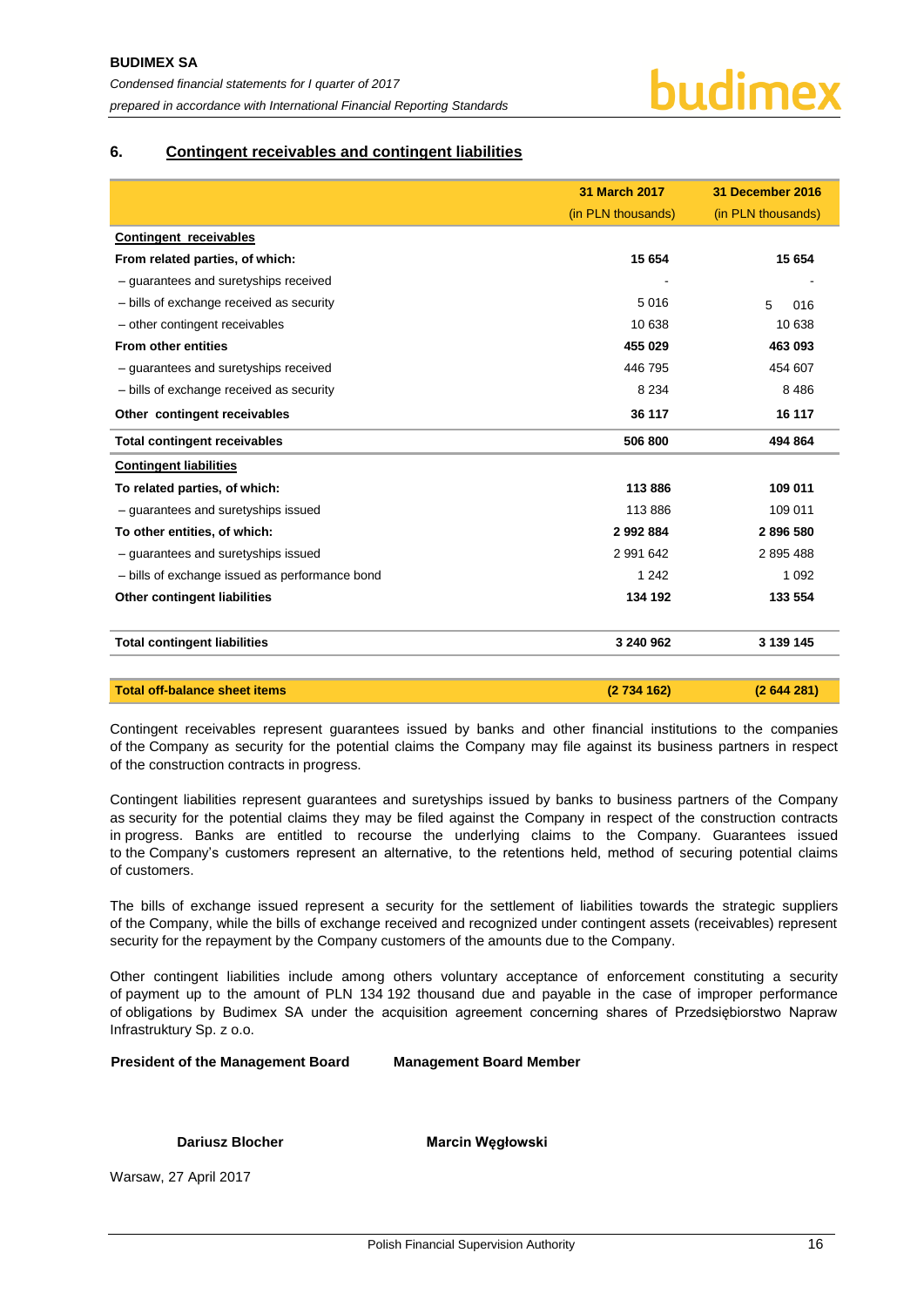## 6. Contingent receivables and contingent liabilities

| | 31 March 2017 (in PLN thousands) | 31 December 2016 (in PLN thousands) |
|---|---|---|
| **Contingent receivables** | | |
| **From related parties, of which:** | **15 654** | **15 654** |
| – guarantees and suretyships received | - | - |
| – bills of exchange received as security | 5 016 | 5 016 |
| – other contingent receivables | 10 638 | 10 638 |
| **From other entities** | **455 029** | **463 093** |
| – guarantees and suretyships received | 446 795 | 454 607 |
| – bills of exchange received as security | 8 234 | 8 486 |
| **Other contingent receivables** | **36 117** | **16 117** |
| **Total contingent receivables** | **506 800** | **494 864** |
| **Contingent liabilities** | | |
| **To related parties, of which:** | **113 886** | **109 011** |
| – guarantees and suretyships issued | 113 886 | 109 011 |
| **To other entities, of which:** | **2 992 884** | **2 896 580** |
| – guarantees and suretyships issued | 2 991 642 | 2 895 488 |
| – bills of exchange issued as performance bond | 1 242 | 1 092 |
| **Other contingent liabilities** | **134 192** | **133 554** |
| **Total contingent liabilities** | **3 240 962** | **3 139 145** |
| **Total off-balance sheet items** | **(2 734 162)** | **(2 644 281)** |

Contingent receivables represent guarantees issued by banks and other financial institutions to the companies of the Company as security for the potential claims the Company may file against its business partners in respect of the construction contracts in progress.

Contingent liabilities represent guarantees and suretyships issued by banks to business partners of the Company as security for the potential claims they may be filed against the Company in respect of the construction contracts in progress. Banks are entitled to recourse the underlying claims to the Company. Guarantees issued to the Company's customers represent an alternative, to the retentions held, method of securing potential claims of customers.

The bills of exchange issued represent a security for the settlement of liabilities towards the strategic suppliers of the Company, while the bills of exchange received and recognized under contingent assets (receivables) represent security for the repayment by the Company customers of the amounts due to the Company.

Other contingent liabilities include among others voluntary acceptance of enforcement constituting a security of payment up to the amount of PLN 134 192 thousand due and payable in the case of improper performance of obligations by Budimex SA under the acquisition agreement concerning shares of Przedsiębiorstwo Napraw Infrastruktury Sp. z o.o.

**President of the Management Board** **Management Board Member**

**Dariusz Blocher** **Marcin Węgłowski**

Warsaw, 27 April 2017